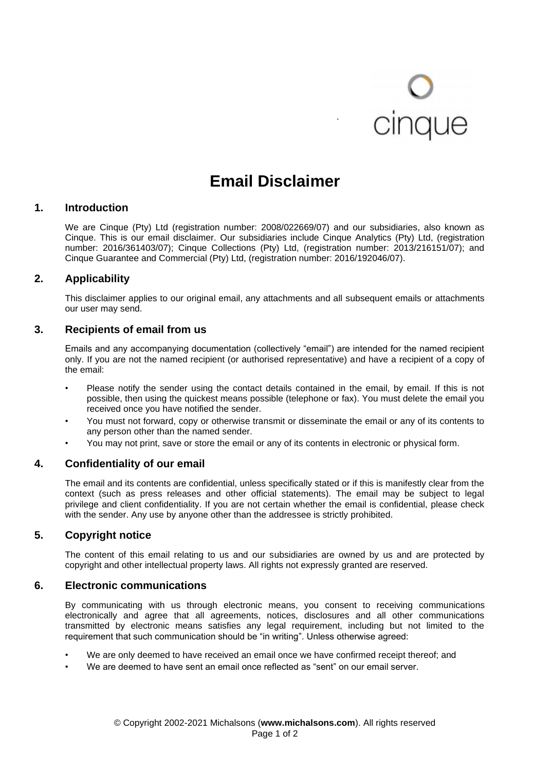cinque

# Email Disclaimer

## 1. Introduction

We are Cinque (Pty) Ltd (registration number: 2008/022669/07) and our subsidiaries, also known as Cinque. This is our email disclaimer. Our subsidiaries include Cinque Analytics (Pty) Ltd, (registration number: 2016/361403/07); Cinque Collections (Pty) Ltd, (registration number: 2013/216151/07); and Cinque Guarantee and Commercial (Pty) Ltd, (registration number: 2016/192046/07).

## 2. Applicability

This disclaimer applies to our original email, any attachments and all subsequent emails or attachments our user may send.

## 3. Recipients of email from us

Emails and any accompanying documentation (collectively "email") are intended for the named recipient only. If you are not the named recipient (or authorised representative) and have a recipient of a copy of the email:

- Please notify the sender using the contact details contained in the email, by email. If this is not possible, then using the quickest means possible (telephone or fax). You must delete the email you received once you have notified the sender.
- You must not forward, copy or otherwise transmit or disseminate the email or any of its contents to any person other than the named sender.
- You may not print, save or store the email or any of its contents in electronic or physical form.

## 4. Confidentiality of our email

The email and its contents are confidential, unless specifically stated or if this is manifestly clear from the context (such as press releases and other official statements). The email may be subject to legal privilege and client confidentiality. If you are not certain whether the email is confidential, please check with the sender. Any use by anyone other than the addressee is strictly prohibited.

## 5. Copyright notice

The content of this email relating to us and our subsidiaries are owned by us and are protected by copyright and other intellectual property laws. All rights not expressly granted are reserved.

## 6. Electronic communications

By communicating with us through electronic means, you consent to receiving communications electronically and agree that all agreements, notices, disclosures and all other communications transmitted by electronic means satisfies any legal requirement, including but not limited to the requirement that such communication should be "in writing". Unless otherwise agreed:

- We are only deemed to have received an email once we have confirmed receipt thereof; and
- We are deemed to have sent an email once reflected as "sent" on our email server.

© Copyright 2002-2021 Michalsons (**www.michalsons.com**). All rights reserved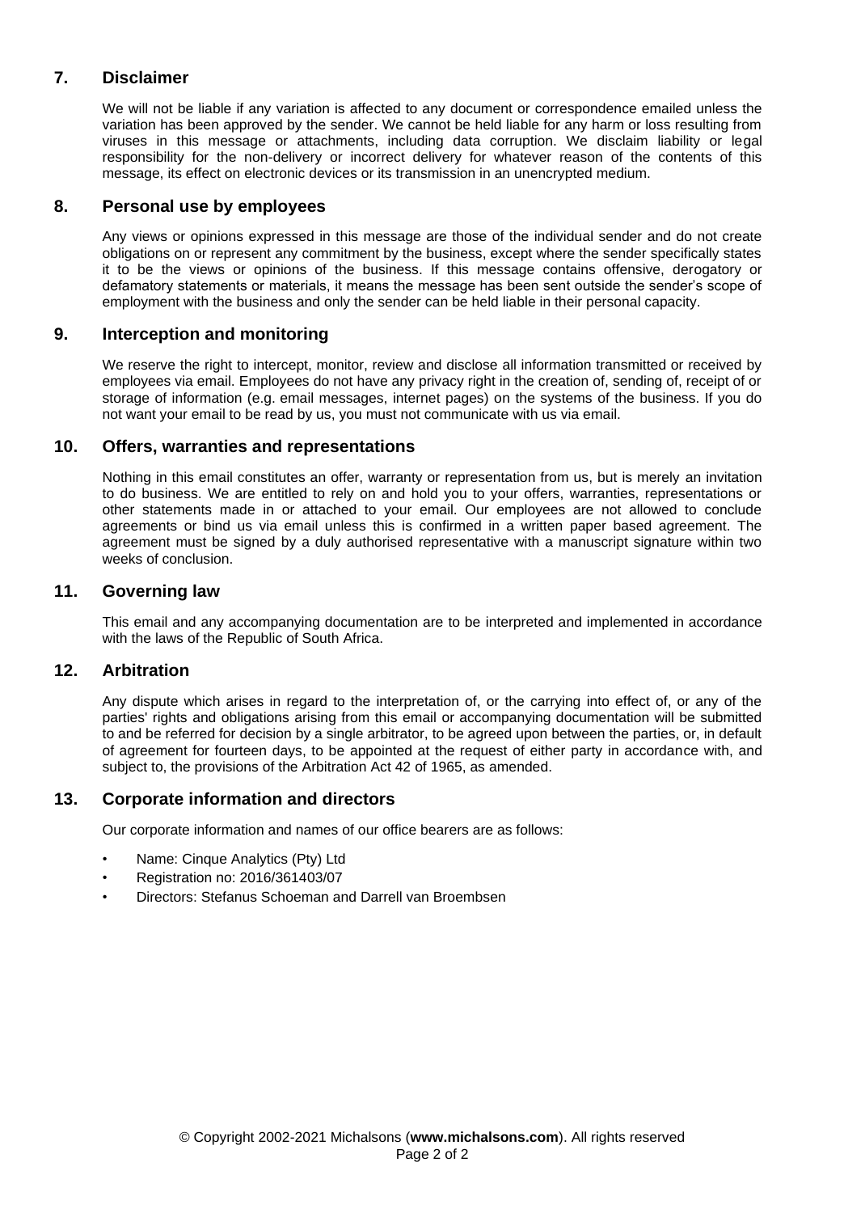## 7. Disclaimer

We will not be liable if any variation is affected to any document or correspondence emailed unless the variation has been approved by the sender. We cannot be held liable for any harm or loss resulting from viruses in this message or attachments, including data corruption. We disclaim liability or legal responsibility for the non-delivery or incorrect delivery for whatever reason of the contents of this message, its effect on electronic devices or its transmission in an unencrypted medium.

## 8. Personal use by employees

Any views or opinions expressed in this message are those of the individual sender and do not create obligations on or represent any commitment by the business, except where the sender specifically states it to be the views or opinions of the business. If this message contains offensive, derogatory or defamatory statements or materials, it means the message has been sent outside the sender's scope of employment with the business and only the sender can be held liable in their personal capacity.

## 9. Interception and monitoring

We reserve the right to intercept, monitor, review and disclose all information transmitted or received by employees via email. Employees do not have any privacy right in the creation of, sending of, receipt of or storage of information (e.g. email messages, internet pages) on the systems of the business. If you do not want your email to be read by us, you must not communicate with us via email.

## 10. Offers, warranties and representations

Nothing in this email constitutes an offer, warranty or representation from us, but is merely an invitation to do business. We are entitled to rely on and hold you to your offers, warranties, representations or other statements made in or attached to your email. Our employees are not allowed to conclude agreements or bind us via email unless this is confirmed in a written paper based agreement. The agreement must be signed by a duly authorised representative with a manuscript signature within two weeks of conclusion.

## 11. Governing law

This email and any accompanying documentation are to be interpreted and implemented in accordance with the laws of the Republic of South Africa.

## 12. Arbitration

Any dispute which arises in regard to the interpretation of, or the carrying into effect of, or any of the parties' rights and obligations arising from this email or accompanying documentation will be submitted to and be referred for decision by a single arbitrator, to be agreed upon between the parties, or, in default of agreement for fourteen days, to be appointed at the request of either party in accordance with, and subject to, the provisions of the Arbitration Act 42 of 1965, as amended.

## 13. Corporate information and directors

Our corporate information and names of our office bearers are as follows:

- Name: Cinque Analytics (Pty) Ltd
- Registration no: 2016/361403/07
- Directors: Stefanus Schoeman and Darrell van Broembsen

© Copyright 2002-2021 Michalsons (**www.michalsons.com**). All rights reserved